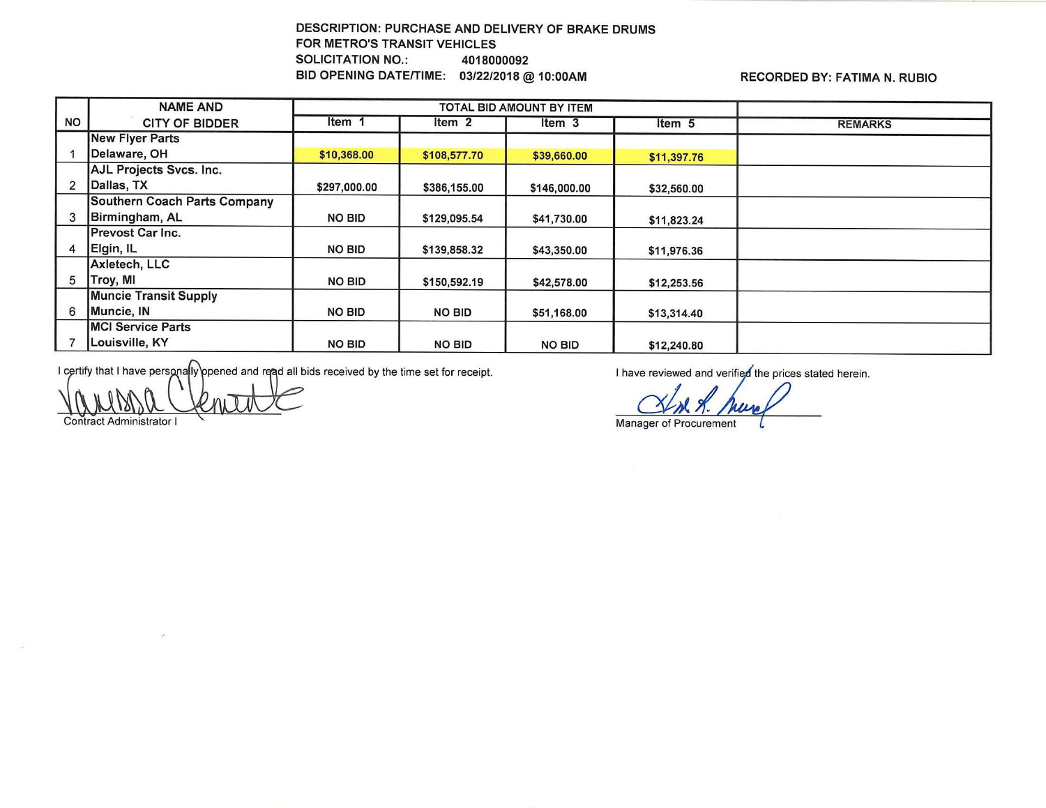DESCRIPTION: PURCHASE AND DELIVERY OF BRAKE DRUMS FOR METRO'S TRANSIT VEHICLES

SOLICITATION NO.: 4018000092

BID OPENING DATE/TIME: 03/22/2018 @ 10:00AM

RECORDED BY: FATIMA N. RUBIO

| NO | NAME AND CITY OF BIDDER | TOTAL BID AMOUNT BY ITEM | | | | REMARKS |
|---|---|---|---|---|---|---|
| | | Item 1 | Item 2 | Item 3 | Item 5 | |
| 1 | New Flyer Parts<br>Delaware, OH | $10,368.00 | $108,577.70 | $39,660.00 | $11,397.76 | |
| 2 | AJL Projects Svcs. Inc.<br>Dallas, TX | $297,000.00 | $386,155.00 | $146,000.00 | $32,560.00 | |
| 3 | Southern Coach Parts Company<br>Birmingham, AL | NO BID | $129,095.54 | $41,730.00 | $11,823.24 | |
| 4 | Prevost Car Inc.<br>Elgin, IL | NO BID | $139,858.32 | $43,350.00 | $11,976.36 | |
| 5 | Axletech, LLC<br>Troy, MI | NO BID | $150,592.19 | $42,578.00 | $12,253.56 | |
| 6 | Muncie Transit Supply<br>Muncie, IN | NO BID | NO BID | $51,168.00 | $13,314.40 | |
| 7 | MCI Service Parts<br>Louisville, KY | NO BID | NO BID | NO BID | $12,240.80 | |

I certify that I have personally opened and read all bids received by the time set for receipt.

Contract Administrator I

I have reviewed and verified the prices stated herein.

Manager of Procurement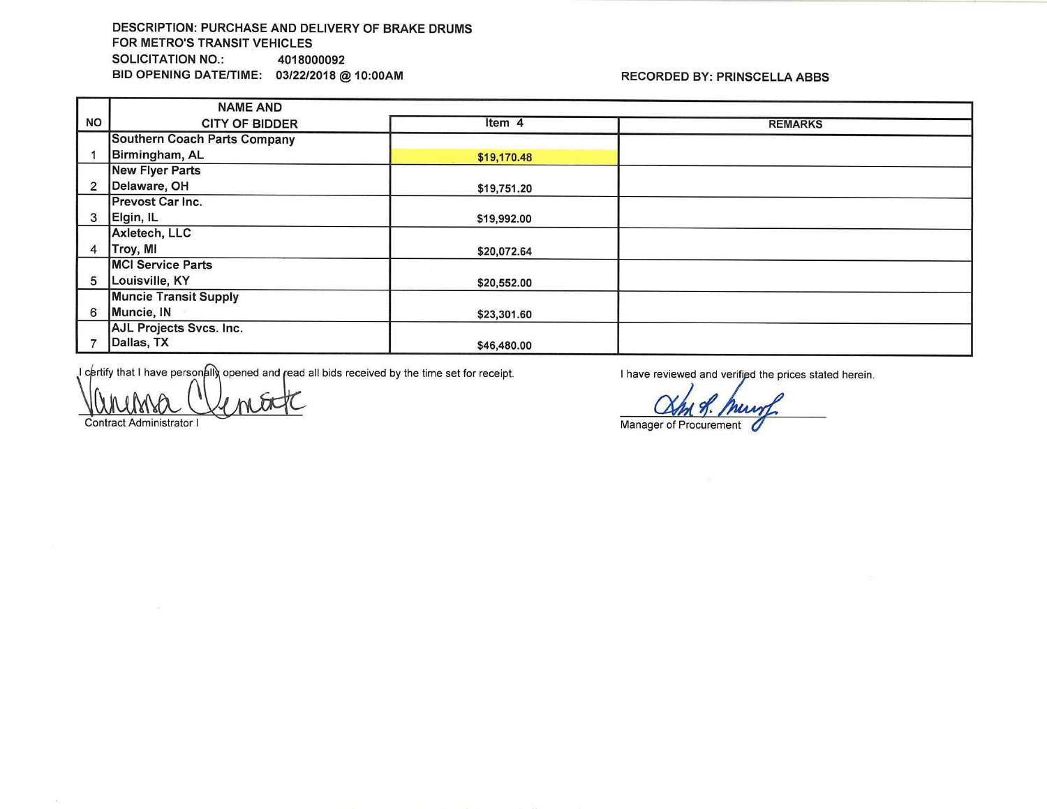**DESCRIPTION: PURCHASE AND DELIVERY OF BRAKE DRUMS FOR METRO'S TRANSIT VEHICLES**

**SOLICITATION NO.:** 4018000092

**BID OPENING DATE/TIME:** 03/22/2018 @ 10:00AM

**RECORDED BY: PRINSCELLA ABBS**

| NO | NAME AND CITY OF BIDDER | Item 4 | REMARKS |
|---|---|---|---|
| 1 | Southern Coach Parts Company<br>Birmingham, AL | $19,170.48 | |
| 2 | New Flyer Parts<br>Delaware, OH | $19,751.20 | |
| 3 | Prevost Car Inc.<br>Elgin, IL | $19,992.00 | |
| 4 | Axletech, LLC<br>Troy, MI | $20,072.64 | |
| 5 | MCI Service Parts<br>Louisville, KY | $20,552.00 | |
| 6 | Muncie Transit Supply<br>Muncie, IN | $23,301.60 | |
| 7 | AJL Projects Svcs. Inc.<br>Dallas, TX | $46,480.00 | |

I certify that I have personally opened and read all bids received by the time set for receipt.

Contract Administrator I

I have reviewed and verified the prices stated herein.

Manager of Procurement